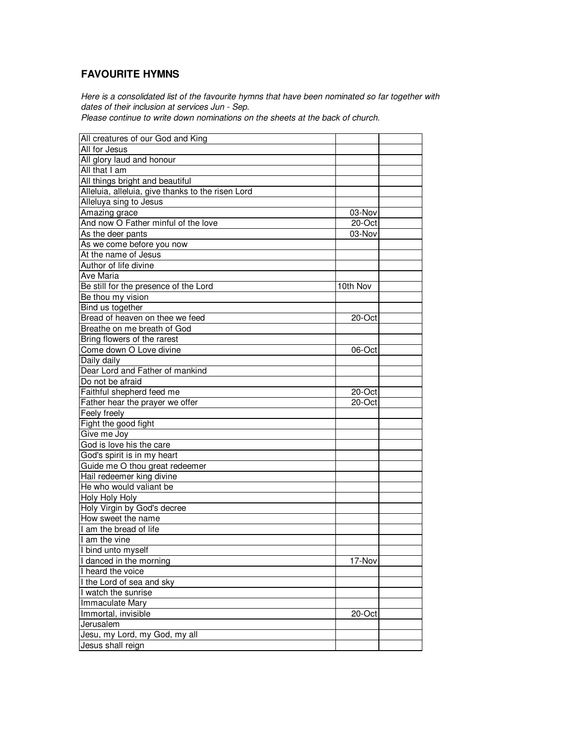## FAVOURITE HYMNS

*Here is a consolidated list of the favourite hymns that have been nominated so far together with dates of their inclusion at services Jun - Sep.*
*Please continue to write down nominations on the sheets at the back of church.*

| | | |
|---|---|---|
| All creatures of our God and King | | |
| All for Jesus | | |
| All glory laud and honour | | |
| All that I am | | |
| All things bright and beautiful | | |
| Alleluia, alleluia, give thanks to the risen Lord | | |
| Alleluya sing to Jesus | | |
| Amazing grace | 03-Nov | |
| And now O Father minful of the love | 20-Oct | |
| As the deer pants | 03-Nov | |
| As we come before you now | | |
| At the name of Jesus | | |
| Author of life divine | | |
| Ave Maria | | |
| Be still for the presence of the Lord | 10th Nov | |
| Be thou my vision | | |
| Bind us together | | |
| Bread of heaven on thee we feed | 20-Oct | |
| Breathe on me breath of God | | |
| Bring flowers of the rarest | | |
| Come down O Love divine | 06-Oct | |
| Daily daily | | |
| Dear Lord and Father of mankind | | |
| Do not be afraid | | |
| Faithful shepherd feed me | 20-Oct | |
| Father hear the prayer we offer | 20-Oct | |
| Feely freely | | |
| Fight the good fight | | |
| Give me Joy | | |
| God is love his the care | | |
| God's spirit is in my heart | | |
| Guide me O thou great redeemer | | |
| Hail redeemer king divine | | |
| He who would valiant be | | |
| Holy Holy Holy | | |
| Holy Virgin by God's decree | | |
| How sweet the name | | |
| I am the bread of life | | |
| I am the vine | | |
| I bind unto myself | | |
| I danced in the morning | 17-Nov | |
| I heard the voice | | |
| I the Lord of sea and sky | | |
| I watch the sunrise | | |
| Immaculate Mary | | |
| Immortal, invisible | 20-Oct | |
| Jerusalem | | |
| Jesu, my Lord, my God, my all | | |
| Jesus shall reign | | |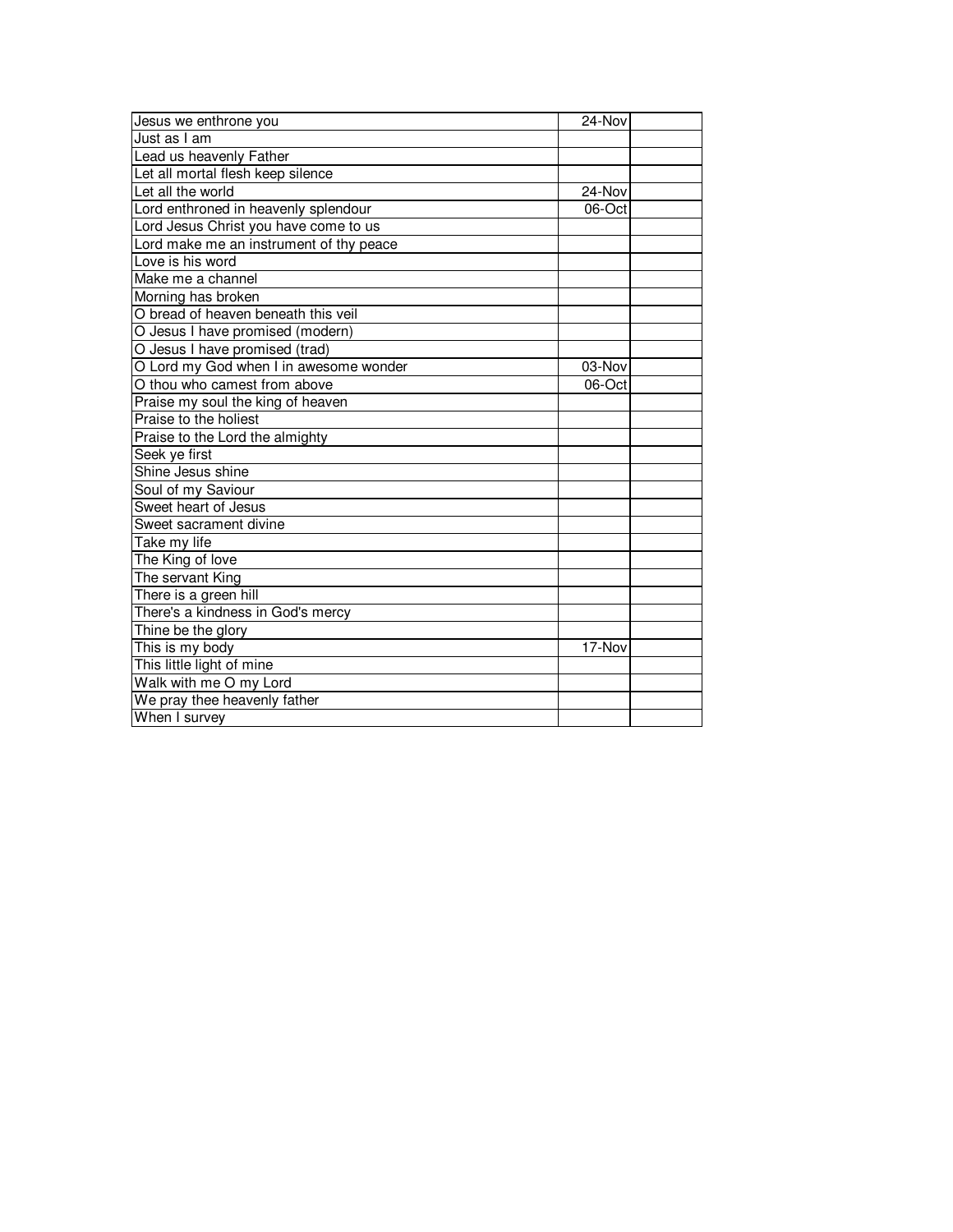| | | |
|---|---|---|
| Jesus we enthrone you | 24-Nov | |
| Just as I am | | |
| Lead us heavenly Father | | |
| Let all mortal flesh keep silence | | |
| Let all the world | 24-Nov | |
| Lord enthroned in heavenly splendour | 06-Oct | |
| Lord Jesus Christ you have come to us | | |
| Lord make me an instrument of thy peace | | |
| Love is his word | | |
| Make me a channel | | |
| Morning has broken | | |
| O bread of heaven beneath this veil | | |
| O Jesus I have promised (modern) | | |
| O Jesus I have promised (trad) | | |
| O Lord my God when I in awesome wonder | 03-Nov | |
| O thou who camest from above | 06-Oct | |
| Praise my soul the king of heaven | | |
| Praise to the holiest | | |
| Praise to the Lord the almighty | | |
| Seek ye first | | |
| Shine Jesus shine | | |
| Soul of my Saviour | | |
| Sweet heart of Jesus | | |
| Sweet sacrament divine | | |
| Take my life | | |
| The King of love | | |
| The servant King | | |
| There is a green hill | | |
| There's a kindness in God's mercy | | |
| Thine be the glory | | |
| This is my body | 17-Nov | |
| This little light of mine | | |
| Walk with me O my Lord | | |
| We pray thee heavenly father | | |
| When I survey | | |